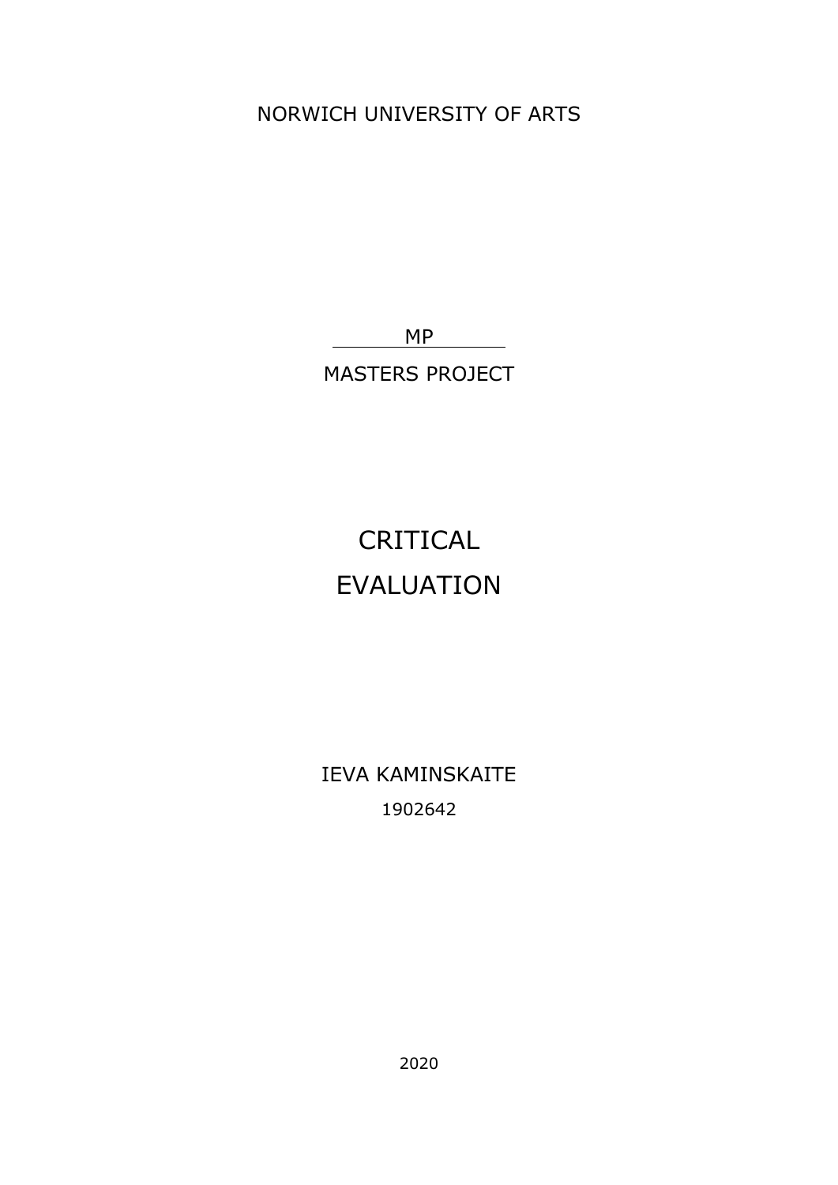NORWICH UNIVERSITY OF ARTS

MP

MASTERS PROJECT

# CRITICAL EVALUATION

IEVA KAMINSKAITE

1902642

2020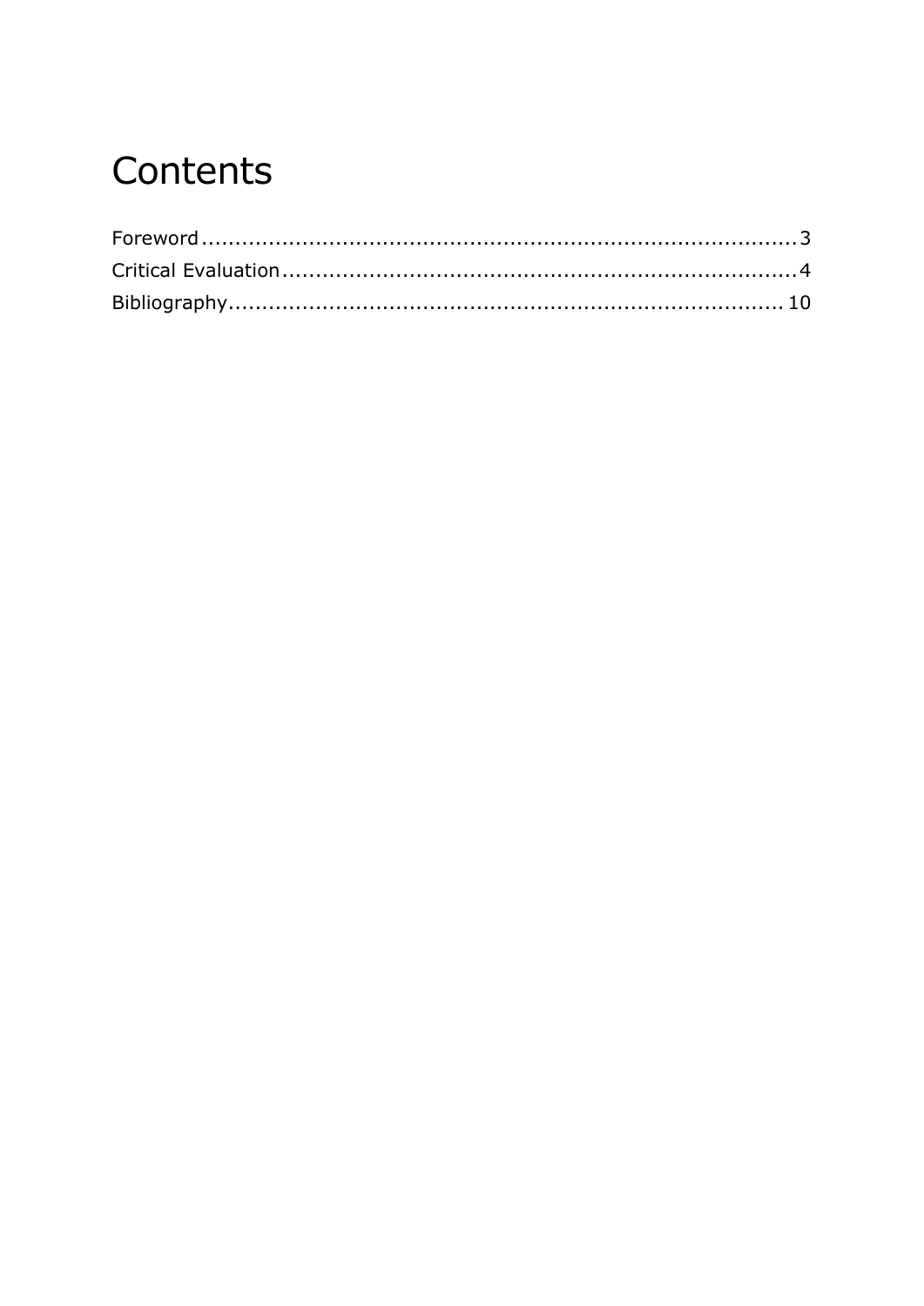# Contents

Foreword ........................................................................................ 3

Critical Evaluation ........................................................................... 4

Bibliography .................................................................................. 10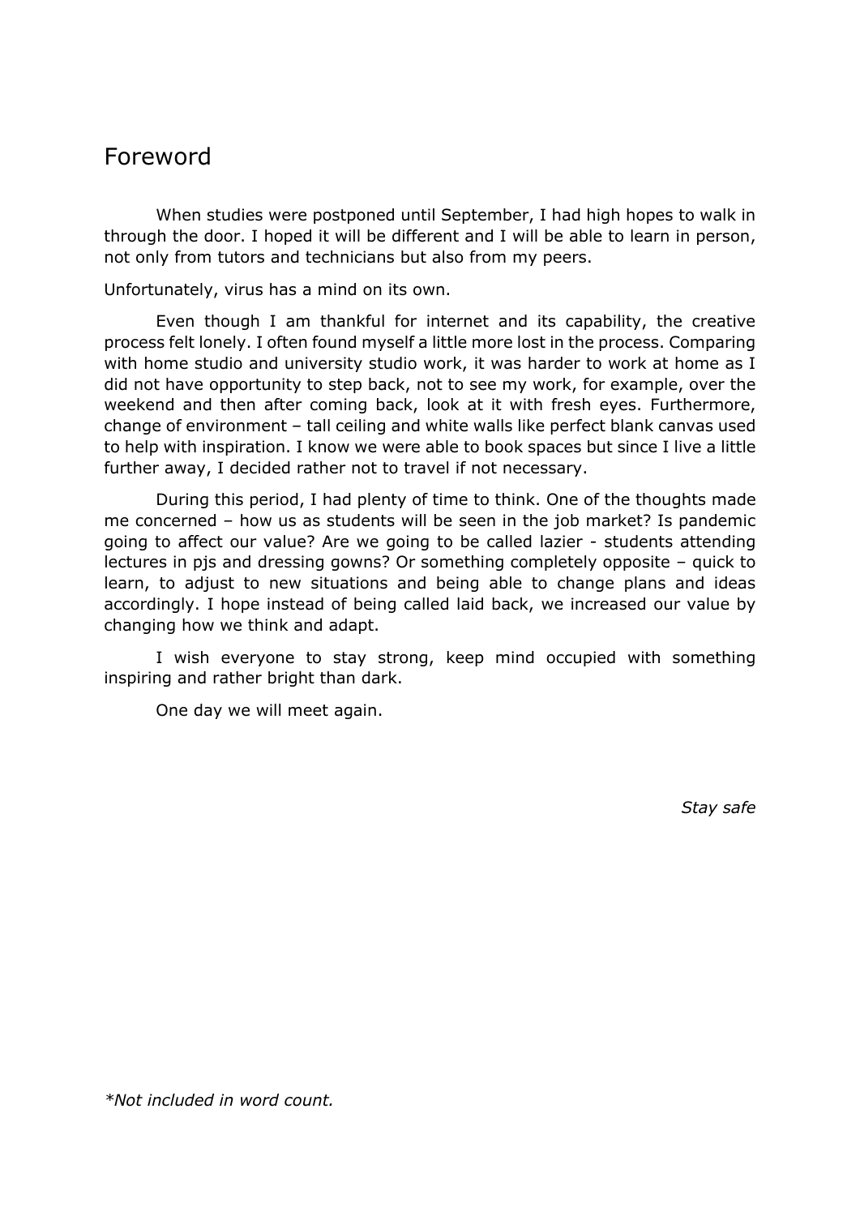# Foreword

When studies were postponed until September, I had high hopes to walk in through the door. I hoped it will be different and I will be able to learn in person, not only from tutors and technicians but also from my peers.

Unfortunately, virus has a mind on its own.

Even though I am thankful for internet and its capability, the creative process felt lonely. I often found myself a little more lost in the process. Comparing with home studio and university studio work, it was harder to work at home as I did not have opportunity to step back, not to see my work, for example, over the weekend and then after coming back, look at it with fresh eyes. Furthermore, change of environment – tall ceiling and white walls like perfect blank canvas used to help with inspiration. I know we were able to book spaces but since I live a little further away, I decided rather not to travel if not necessary.

During this period, I had plenty of time to think. One of the thoughts made me concerned – how us as students will be seen in the job market? Is pandemic going to affect our value? Are we going to be called lazier - students attending lectures in pjs and dressing gowns? Or something completely opposite – quick to learn, to adjust to new situations and being able to change plans and ideas accordingly. I hope instead of being called laid back, we increased our value by changing how we think and adapt.

I wish everyone to stay strong, keep mind occupied with something inspiring and rather bright than dark.

One day we will meet again.

*Stay safe*

*\*Not included in word count.*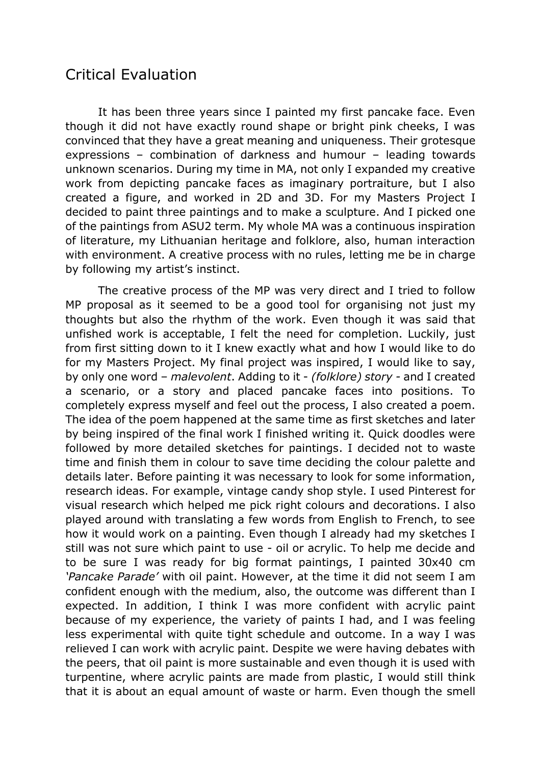## Critical Evaluation

It has been three years since I painted my first pancake face. Even though it did not have exactly round shape or bright pink cheeks, I was convinced that they have a great meaning and uniqueness. Their grotesque expressions – combination of darkness and humour – leading towards unknown scenarios. During my time in MA, not only I expanded my creative work from depicting pancake faces as imaginary portraiture, but I also created a figure, and worked in 2D and 3D. For my Masters Project I decided to paint three paintings and to make a sculpture. And I picked one of the paintings from ASU2 term. My whole MA was a continuous inspiration of literature, my Lithuanian heritage and folklore, also, human interaction with environment. A creative process with no rules, letting me be in charge by following my artist's instinct.

The creative process of the MP was very direct and I tried to follow MP proposal as it seemed to be a good tool for organising not just my thoughts but also the rhythm of the work. Even though it was said that unfished work is acceptable, I felt the need for completion. Luckily, just from first sitting down to it I knew exactly what and how I would like to do for my Masters Project. My final project was inspired, I would like to say, by only one word – *malevolent*. Adding to it - *(folklore) story* - and I created a scenario, or a story and placed pancake faces into positions. To completely express myself and feel out the process, I also created a poem. The idea of the poem happened at the same time as first sketches and later by being inspired of the final work I finished writing it. Quick doodles were followed by more detailed sketches for paintings. I decided not to waste time and finish them in colour to save time deciding the colour palette and details later. Before painting it was necessary to look for some information, research ideas. For example, vintage candy shop style. I used Pinterest for visual research which helped me pick right colours and decorations. I also played around with translating a few words from English to French, to see how it would work on a painting. Even though I already had my sketches I still was not sure which paint to use - oil or acrylic. To help me decide and to be sure I was ready for big format paintings, I painted 30x40 cm *'Pancake Parade'* with oil paint. However, at the time it did not seem I am confident enough with the medium, also, the outcome was different than I expected. In addition, I think I was more confident with acrylic paint because of my experience, the variety of paints I had, and I was feeling less experimental with quite tight schedule and outcome. In a way I was relieved I can work with acrylic paint. Despite we were having debates with the peers, that oil paint is more sustainable and even though it is used with turpentine, where acrylic paints are made from plastic, I would still think that it is about an equal amount of waste or harm. Even though the smell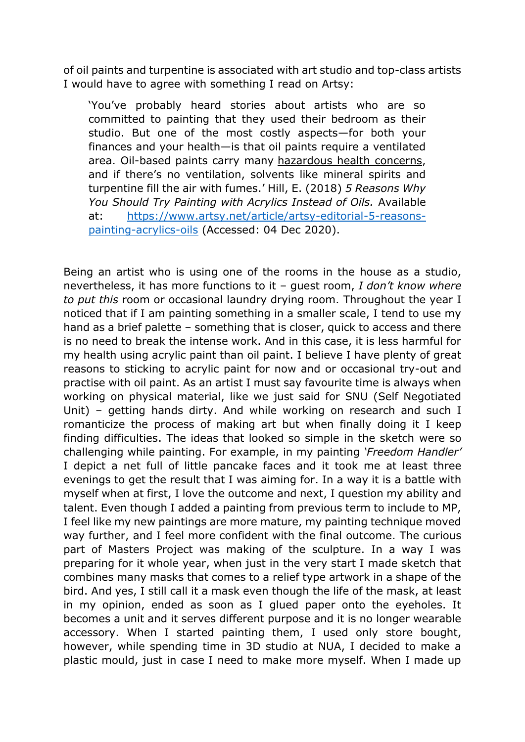of oil paints and turpentine is associated with art studio and top-class artists I would have to agree with something I read on Artsy:

> 'You've probably heard stories about artists who are so committed to painting that they used their bedroom as their studio. But one of the most costly aspects—for both your finances and your health—is that oil paints require a ventilated area. Oil-based paints carry many hazardous health concerns, and if there's no ventilation, solvents like mineral spirits and turpentine fill the air with fumes.' Hill, E. (2018) *5 Reasons Why You Should Try Painting with Acrylics Instead of Oils.* Available at: [https://www.artsy.net/article/artsy-editorial-5-reasons-painting-acrylics-oils](https://www.artsy.net/article/artsy-editorial-5-reasons-painting-acrylics-oils) (Accessed: 04 Dec 2020).

Being an artist who is using one of the rooms in the house as a studio, nevertheless, it has more functions to it – guest room, *I don't know where to put this* room or occasional laundry drying room. Throughout the year I noticed that if I am painting something in a smaller scale, I tend to use my hand as a brief palette – something that is closer, quick to access and there is no need to break the intense work. And in this case, it is less harmful for my health using acrylic paint than oil paint. I believe I have plenty of great reasons to sticking to acrylic paint for now and or occasional try-out and practise with oil paint. As an artist I must say favourite time is always when working on physical material, like we just said for SNU (Self Negotiated Unit) – getting hands dirty. And while working on research and such I romanticize the process of making art but when finally doing it I keep finding difficulties. The ideas that looked so simple in the sketch were so challenging while painting. For example, in my painting *'Freedom Handler'* I depict a net full of little pancake faces and it took me at least three evenings to get the result that I was aiming for. In a way it is a battle with myself when at first, I love the outcome and next, I question my ability and talent. Even though I added a painting from previous term to include to MP, I feel like my new paintings are more mature, my painting technique moved way further, and I feel more confident with the final outcome. The curious part of Masters Project was making of the sculpture. In a way I was preparing for it whole year, when just in the very start I made sketch that combines many masks that comes to a relief type artwork in a shape of the bird. And yes, I still call it a mask even though the life of the mask, at least in my opinion, ended as soon as I glued paper onto the eyeholes. It becomes a unit and it serves different purpose and it is no longer wearable accessory. When I started painting them, I used only store bought, however, while spending time in 3D studio at NUA, I decided to make a plastic mould, just in case I need to make more myself. When I made up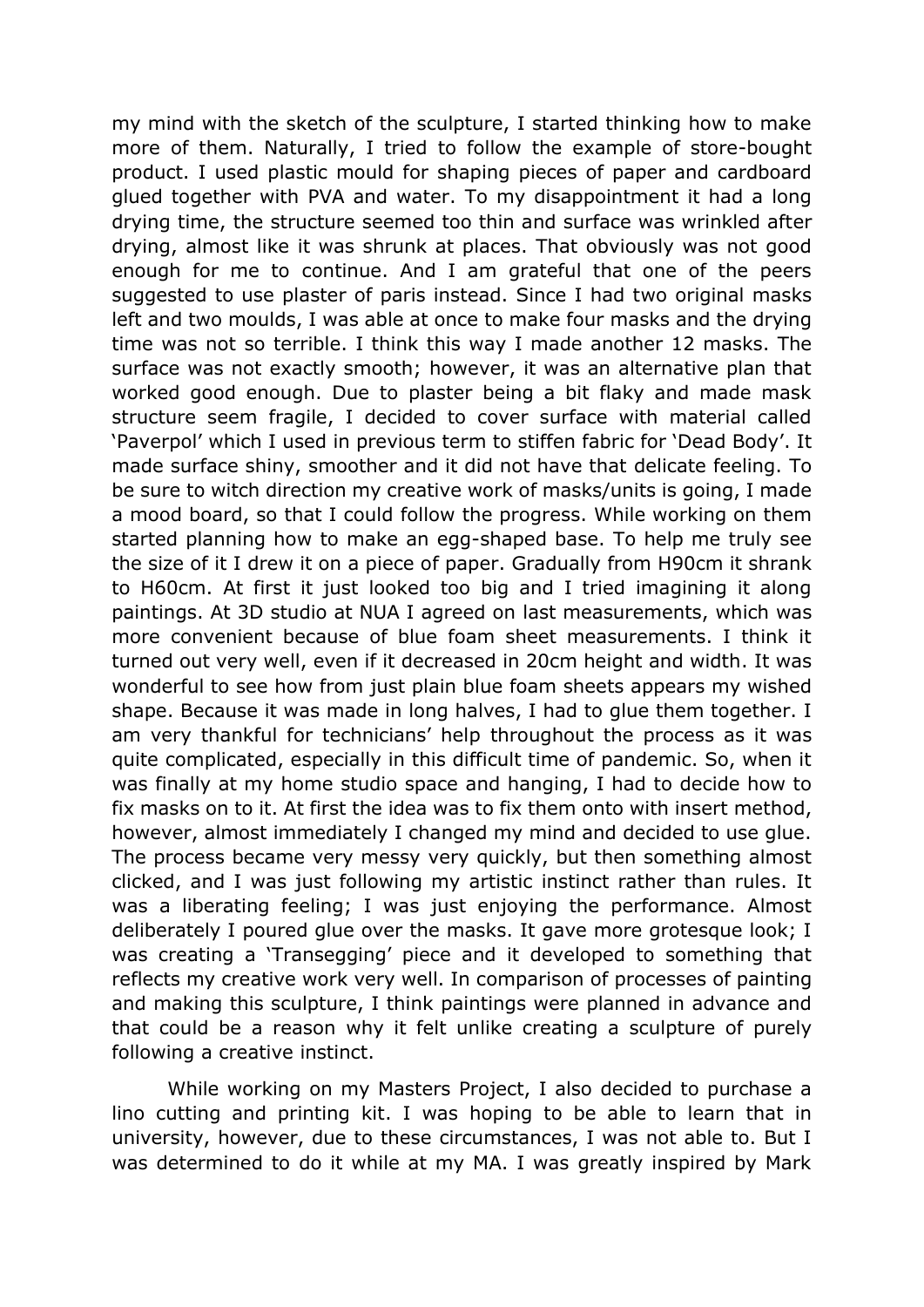my mind with the sketch of the sculpture, I started thinking how to make more of them. Naturally, I tried to follow the example of store-bought product. I used plastic mould for shaping pieces of paper and cardboard glued together with PVA and water. To my disappointment it had a long drying time, the structure seemed too thin and surface was wrinkled after drying, almost like it was shrunk at places. That obviously was not good enough for me to continue. And I am grateful that one of the peers suggested to use plaster of paris instead. Since I had two original masks left and two moulds, I was able at once to make four masks and the drying time was not so terrible. I think this way I made another 12 masks. The surface was not exactly smooth; however, it was an alternative plan that worked good enough. Due to plaster being a bit flaky and made mask structure seem fragile, I decided to cover surface with material called 'Paverpol' which I used in previous term to stiffen fabric for 'Dead Body'. It made surface shiny, smoother and it did not have that delicate feeling. To be sure to witch direction my creative work of masks/units is going, I made a mood board, so that I could follow the progress. While working on them started planning how to make an egg-shaped base. To help me truly see the size of it I drew it on a piece of paper. Gradually from H90cm it shrank to H60cm. At first it just looked too big and I tried imagining it along paintings. At 3D studio at NUA I agreed on last measurements, which was more convenient because of blue foam sheet measurements. I think it turned out very well, even if it decreased in 20cm height and width. It was wonderful to see how from just plain blue foam sheets appears my wished shape. Because it was made in long halves, I had to glue them together. I am very thankful for technicians' help throughout the process as it was quite complicated, especially in this difficult time of pandemic. So, when it was finally at my home studio space and hanging, I had to decide how to fix masks on to it. At first the idea was to fix them onto with insert method, however, almost immediately I changed my mind and decided to use glue. The process became very messy very quickly, but then something almost clicked, and I was just following my artistic instinct rather than rules. It was a liberating feeling; I was just enjoying the performance. Almost deliberately I poured glue over the masks. It gave more grotesque look; I was creating a 'Transegging' piece and it developed to something that reflects my creative work very well. In comparison of processes of painting and making this sculpture, I think paintings were planned in advance and that could be a reason why it felt unlike creating a sculpture of purely following a creative instinct.

While working on my Masters Project, I also decided to purchase a lino cutting and printing kit. I was hoping to be able to learn that in university, however, due to these circumstances, I was not able to. But I was determined to do it while at my MA. I was greatly inspired by Mark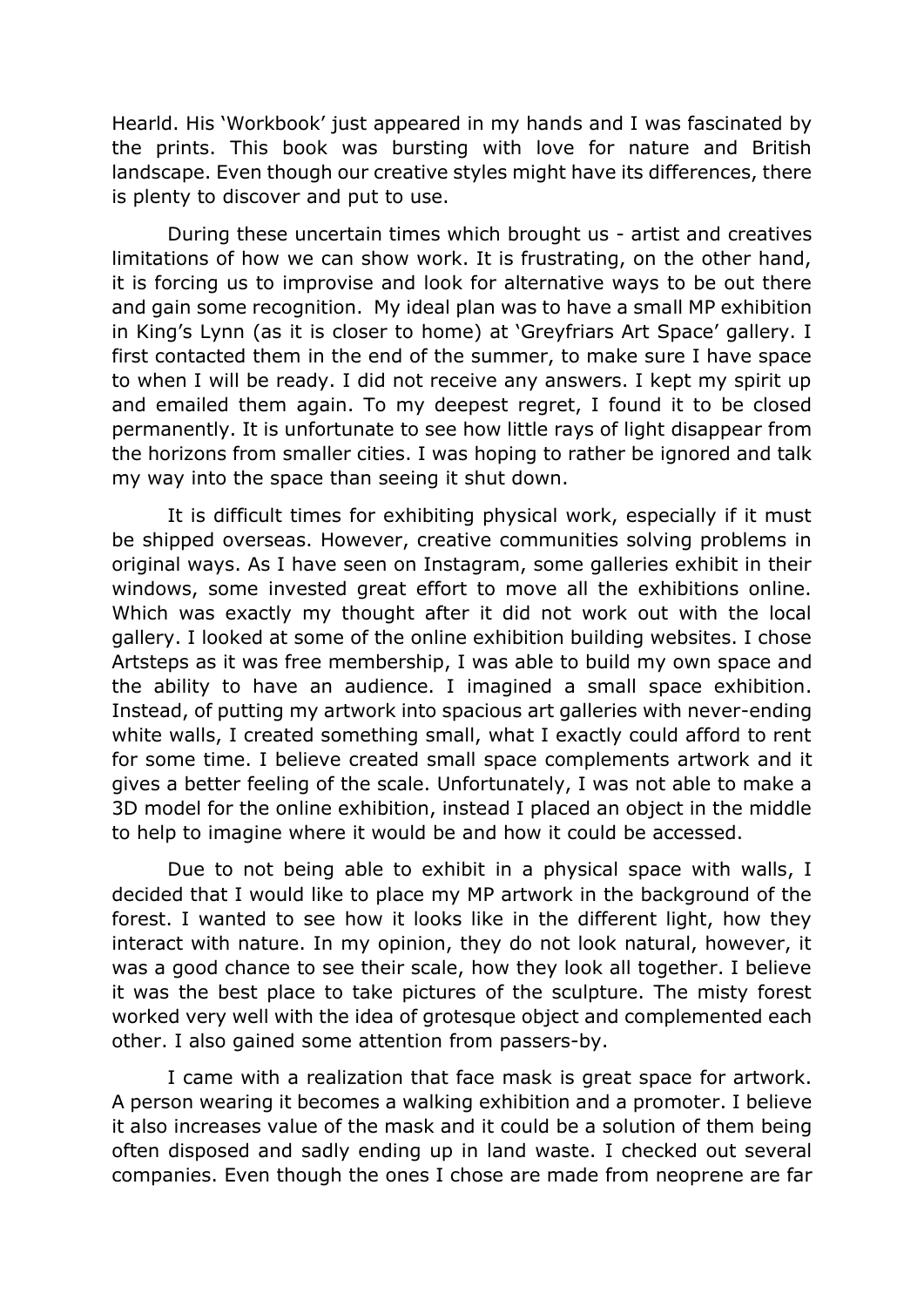Hearld. His 'Workbook' just appeared in my hands and I was fascinated by the prints. This book was bursting with love for nature and British landscape. Even though our creative styles might have its differences, there is plenty to discover and put to use.

During these uncertain times which brought us - artist and creatives limitations of how we can show work. It is frustrating, on the other hand, it is forcing us to improvise and look for alternative ways to be out there and gain some recognition. My ideal plan was to have a small MP exhibition in King's Lynn (as it is closer to home) at 'Greyfriars Art Space' gallery. I first contacted them in the end of the summer, to make sure I have space to when I will be ready. I did not receive any answers. I kept my spirit up and emailed them again. To my deepest regret, I found it to be closed permanently. It is unfortunate to see how little rays of light disappear from the horizons from smaller cities. I was hoping to rather be ignored and talk my way into the space than seeing it shut down.

It is difficult times for exhibiting physical work, especially if it must be shipped overseas. However, creative communities solving problems in original ways. As I have seen on Instagram, some galleries exhibit in their windows, some invested great effort to move all the exhibitions online. Which was exactly my thought after it did not work out with the local gallery. I looked at some of the online exhibition building websites. I chose Artsteps as it was free membership, I was able to build my own space and the ability to have an audience. I imagined a small space exhibition. Instead, of putting my artwork into spacious art galleries with never-ending white walls, I created something small, what I exactly could afford to rent for some time. I believe created small space complements artwork and it gives a better feeling of the scale. Unfortunately, I was not able to make a 3D model for the online exhibition, instead I placed an object in the middle to help to imagine where it would be and how it could be accessed.

Due to not being able to exhibit in a physical space with walls, I decided that I would like to place my MP artwork in the background of the forest. I wanted to see how it looks like in the different light, how they interact with nature. In my opinion, they do not look natural, however, it was a good chance to see their scale, how they look all together. I believe it was the best place to take pictures of the sculpture. The misty forest worked very well with the idea of grotesque object and complemented each other. I also gained some attention from passers-by.

I came with a realization that face mask is great space for artwork. A person wearing it becomes a walking exhibition and a promoter. I believe it also increases value of the mask and it could be a solution of them being often disposed and sadly ending up in land waste. I checked out several companies. Even though the ones I chose are made from neoprene are far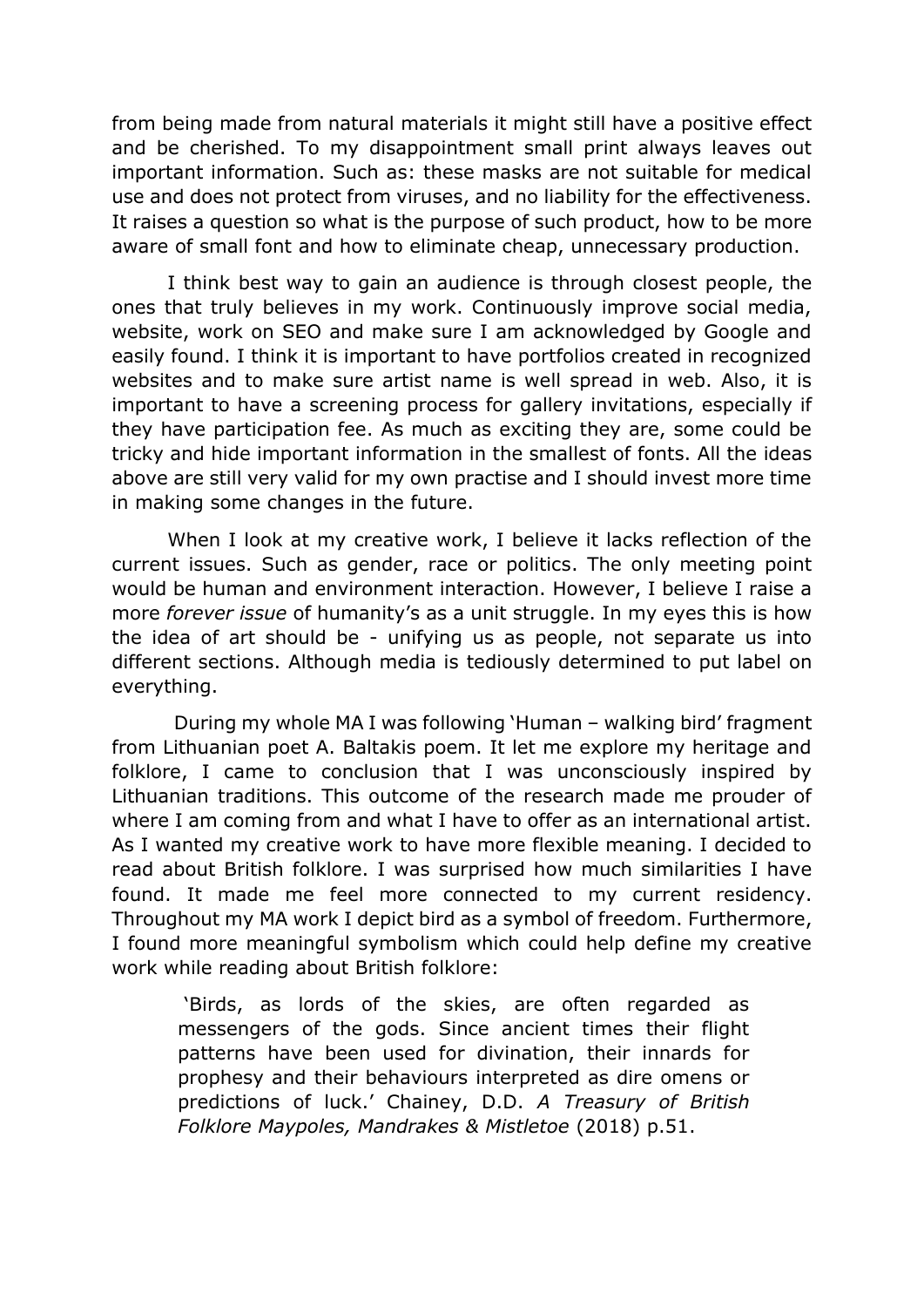from being made from natural materials it might still have a positive effect and be cherished. To my disappointment small print always leaves out important information. Such as: these masks are not suitable for medical use and does not protect from viruses, and no liability for the effectiveness. It raises a question so what is the purpose of such product, how to be more aware of small font and how to eliminate cheap, unnecessary production.

I think best way to gain an audience is through closest people, the ones that truly believes in my work. Continuously improve social media, website, work on SEO and make sure I am acknowledged by Google and easily found. I think it is important to have portfolios created in recognized websites and to make sure artist name is well spread in web. Also, it is important to have a screening process for gallery invitations, especially if they have participation fee. As much as exciting they are, some could be tricky and hide important information in the smallest of fonts. All the ideas above are still very valid for my own practise and I should invest more time in making some changes in the future.

When I look at my creative work, I believe it lacks reflection of the current issues. Such as gender, race or politics. The only meeting point would be human and environment interaction. However, I believe I raise a more *forever issue* of humanity's as a unit struggle. In my eyes this is how the idea of art should be - unifying us as people, not separate us into different sections. Although media is tediously determined to put label on everything.

During my whole MA I was following 'Human – walking bird' fragment from Lithuanian poet A. Baltakis poem. It let me explore my heritage and folklore, I came to conclusion that I was unconsciously inspired by Lithuanian traditions. This outcome of the research made me prouder of where I am coming from and what I have to offer as an international artist. As I wanted my creative work to have more flexible meaning. I decided to read about British folklore. I was surprised how much similarities I have found. It made me feel more connected to my current residency. Throughout my MA work I depict bird as a symbol of freedom. Furthermore, I found more meaningful symbolism which could help define my creative work while reading about British folklore:

> 'Birds, as lords of the skies, are often regarded as messengers of the gods. Since ancient times their flight patterns have been used for divination, their innards for prophesy and their behaviours interpreted as dire omens or predictions of luck.' Chainey, D.D. *A Treasury of British Folklore Maypoles, Mandrakes & Mistletoe* (2018) p.51.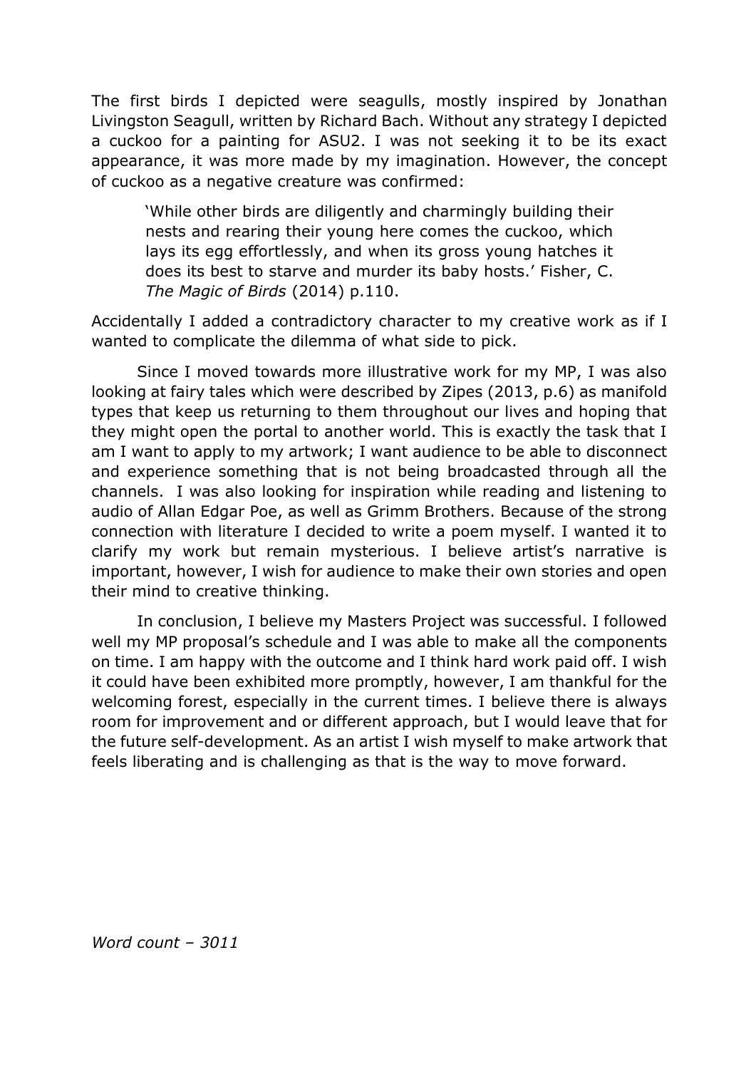The first birds I depicted were seagulls, mostly inspired by Jonathan Livingston Seagull, written by Richard Bach. Without any strategy I depicted a cuckoo for a painting for ASU2. I was not seeking it to be its exact appearance, it was more made by my imagination. However, the concept of cuckoo as a negative creature was confirmed:

> 'While other birds are diligently and charmingly building their nests and rearing their young here comes the cuckoo, which lays its egg effortlessly, and when its gross young hatches it does its best to starve and murder its baby hosts.' Fisher, C. *The Magic of Birds* (2014) p.110.

Accidentally I added a contradictory character to my creative work as if I wanted to complicate the dilemma of what side to pick.

Since I moved towards more illustrative work for my MP, I was also looking at fairy tales which were described by Zipes (2013, p.6) as manifold types that keep us returning to them throughout our lives and hoping that they might open the portal to another world. This is exactly the task that I am I want to apply to my artwork; I want audience to be able to disconnect and experience something that is not being broadcasted through all the channels. I was also looking for inspiration while reading and listening to audio of Allan Edgar Poe, as well as Grimm Brothers. Because of the strong connection with literature I decided to write a poem myself. I wanted it to clarify my work but remain mysterious. I believe artist's narrative is important, however, I wish for audience to make their own stories and open their mind to creative thinking.

In conclusion, I believe my Masters Project was successful. I followed well my MP proposal's schedule and I was able to make all the components on time. I am happy with the outcome and I think hard work paid off. I wish it could have been exhibited more promptly, however, I am thankful for the welcoming forest, especially in the current times. I believe there is always room for improvement and or different approach, but I would leave that for the future self-development. As an artist I wish myself to make artwork that feels liberating and is challenging as that is the way to move forward.

*Word count – 3011*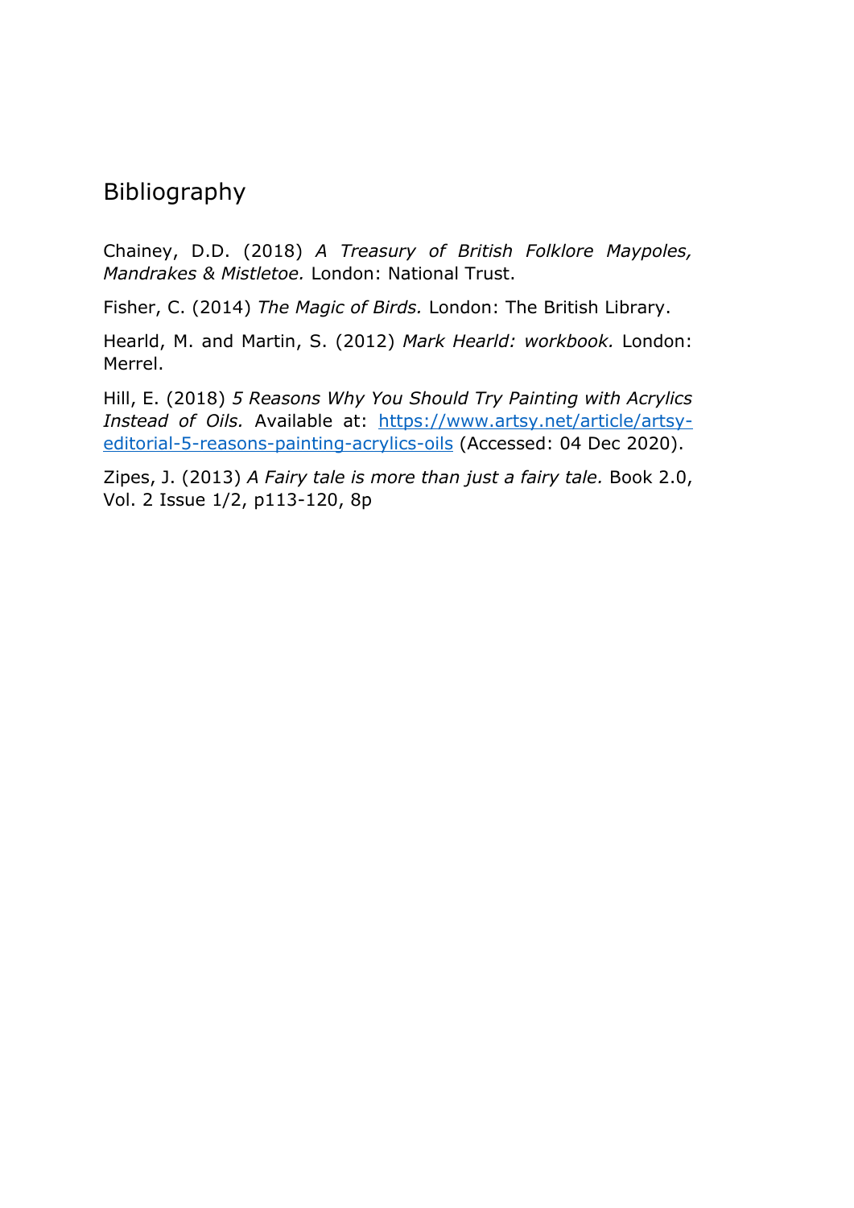## Bibliography

Chainey, D.D. (2018) *A Treasury of British Folklore Maypoles, Mandrakes & Mistletoe.* London: National Trust.

Fisher, C. (2014) *The Magic of Birds.* London: The British Library.

Hearld, M. and Martin, S. (2012) *Mark Hearld: workbook.* London: Merrel.

Hill, E. (2018) *5 Reasons Why You Should Try Painting with Acrylics Instead of Oils.* Available at: [https://www.artsy.net/article/artsy-editorial-5-reasons-painting-acrylics-oils](https://www.artsy.net/article/artsy-editorial-5-reasons-painting-acrylics-oils) (Accessed: 04 Dec 2020).

Zipes, J. (2013) *A Fairy tale is more than just a fairy tale.* Book 2.0, Vol. 2 Issue 1/2, p113-120, 8p